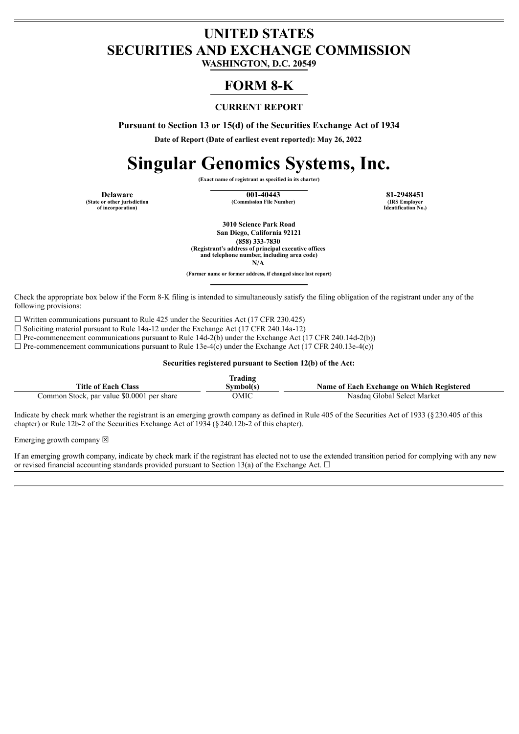# UNITED STATES
# SECURITIES AND EXCHANGE COMMISSION

**WASHINGTON, D.C. 20549**

## FORM 8-K

**CURRENT REPORT**

**Pursuant to Section 13 or 15(d) of the Securities Exchange Act of 1934**

**Date of Report (Date of earliest event reported): May 26, 2022**

# Singular Genomics Systems, Inc.

**(Exact name of registrant as specified in its charter)**

| | | |
|---|---|---|
| **Delaware** | **001-40443** | **81-2948451** |
| **(State or other jurisdiction of incorporation)** | **(Commission File Number)** | **(IRS Employer Identification No.)** |

**3010 Science Park Road**
**San Diego, California 92121**
**(858) 333-7830**
**(Registrant's address of principal executive offices and telephone number, including area code)**

**N/A**

**(Former name or former address, if changed since last report)**

Check the appropriate box below if the Form 8-K filing is intended to simultaneously satisfy the filing obligation of the registrant under any of the following provisions:

☐ Written communications pursuant to Rule 425 under the Securities Act (17 CFR 230.425)
☐ Soliciting material pursuant to Rule 14a-12 under the Exchange Act (17 CFR 240.14a-12)
☐ Pre-commencement communications pursuant to Rule 14d-2(b) under the Exchange Act (17 CFR 240.14d-2(b))
☐ Pre-commencement communications pursuant to Rule 13e-4(c) under the Exchange Act (17 CFR 240.13e-4(c))

**Securities registered pursuant to Section 12(b) of the Act:**

| Title of Each Class | Trading Symbol(s) | Name of Each Exchange on Which Registered |
|---|---|---|
| Common Stock, par value $0.0001 per share | OMIC | Nasdaq Global Select Market |

Indicate by check mark whether the registrant is an emerging growth company as defined in Rule 405 of the Securities Act of 1933 (§230.405 of this chapter) or Rule 12b-2 of the Securities Exchange Act of 1934 (§240.12b-2 of this chapter).

Emerging growth company ☒

If an emerging growth company, indicate by check mark if the registrant has elected not to use the extended transition period for complying with any new or revised financial accounting standards provided pursuant to Section 13(a) of the Exchange Act. ☐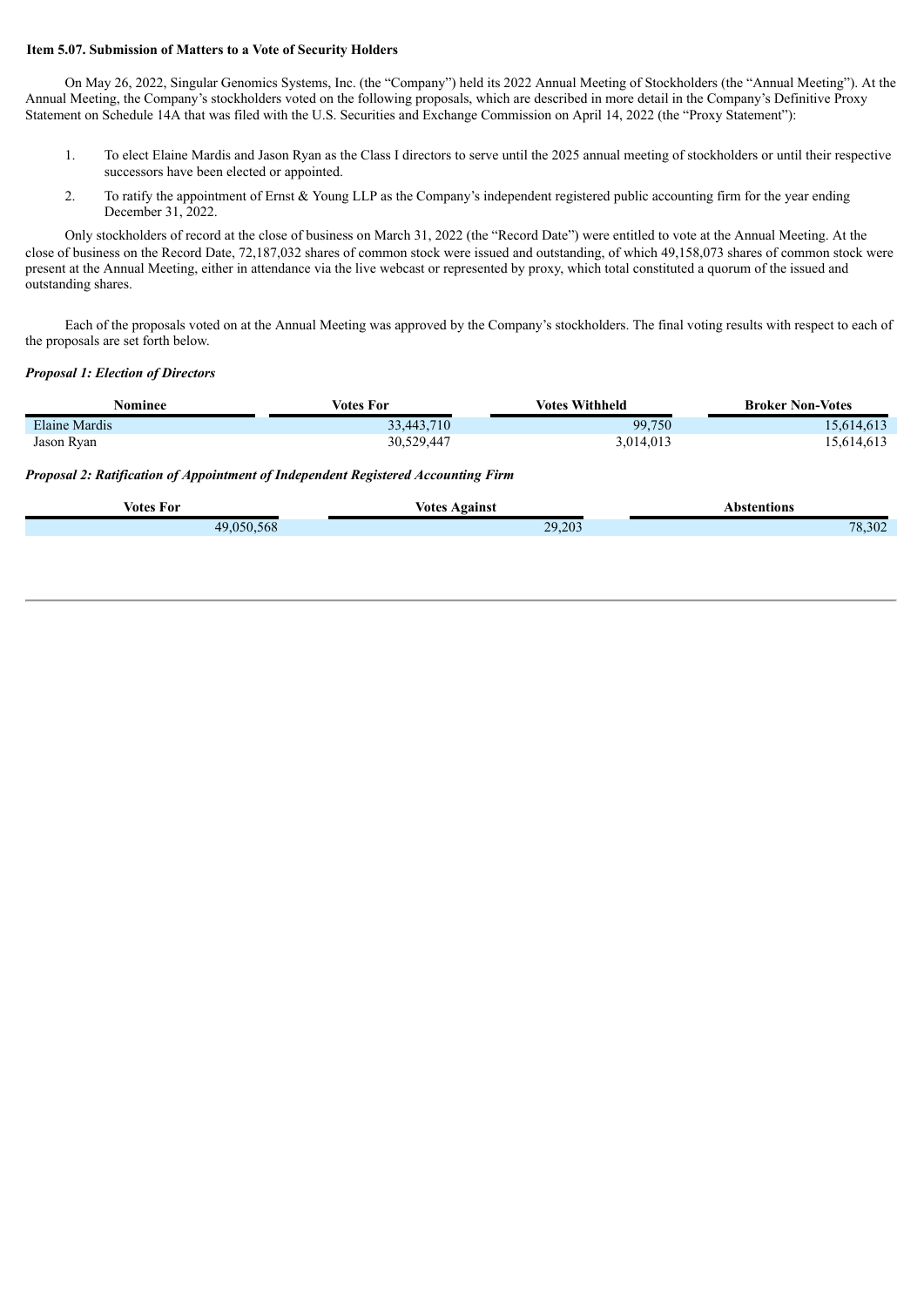**Item 5.07. Submission of Matters to a Vote of Security Holders**

On May 26, 2022, Singular Genomics Systems, Inc. (the "Company") held its 2022 Annual Meeting of Stockholders (the "Annual Meeting"). At the Annual Meeting, the Company's stockholders voted on the following proposals, which are described in more detail in the Company's Definitive Proxy Statement on Schedule 14A that was filed with the U.S. Securities and Exchange Commission on April 14, 2022 (the "Proxy Statement"):

1. To elect Elaine Mardis and Jason Ryan as the Class I directors to serve until the 2025 annual meeting of stockholders or until their respective successors have been elected or appointed.
2. To ratify the appointment of Ernst & Young LLP as the Company's independent registered public accounting firm for the year ending December 31, 2022.

Only stockholders of record at the close of business on March 31, 2022 (the "Record Date") were entitled to vote at the Annual Meeting. At the close of business on the Record Date, 72,187,032 shares of common stock were issued and outstanding, of which 49,158,073 shares of common stock were present at the Annual Meeting, either in attendance via the live webcast or represented by proxy, which total constituted a quorum of the issued and outstanding shares.

Each of the proposals voted on at the Annual Meeting was approved by the Company's stockholders. The final voting results with respect to each of the proposals are set forth below.

***Proposal 1: Election of Directors***

| Nominee | Votes For | Votes Withheld | Broker Non-Votes |
|---|---|---|---|
| Elaine Mardis | 33,443,710 | 99,750 | 15,614,613 |
| Jason Ryan | 30,529,447 | 3,014,013 | 15,614,613 |

***Proposal 2: Ratification of Appointment of Independent Registered Accounting Firm***

| Votes For | Votes Against | Abstentions |
|---|---|---|
| 49,050,568 | 29,203 | 78,302 |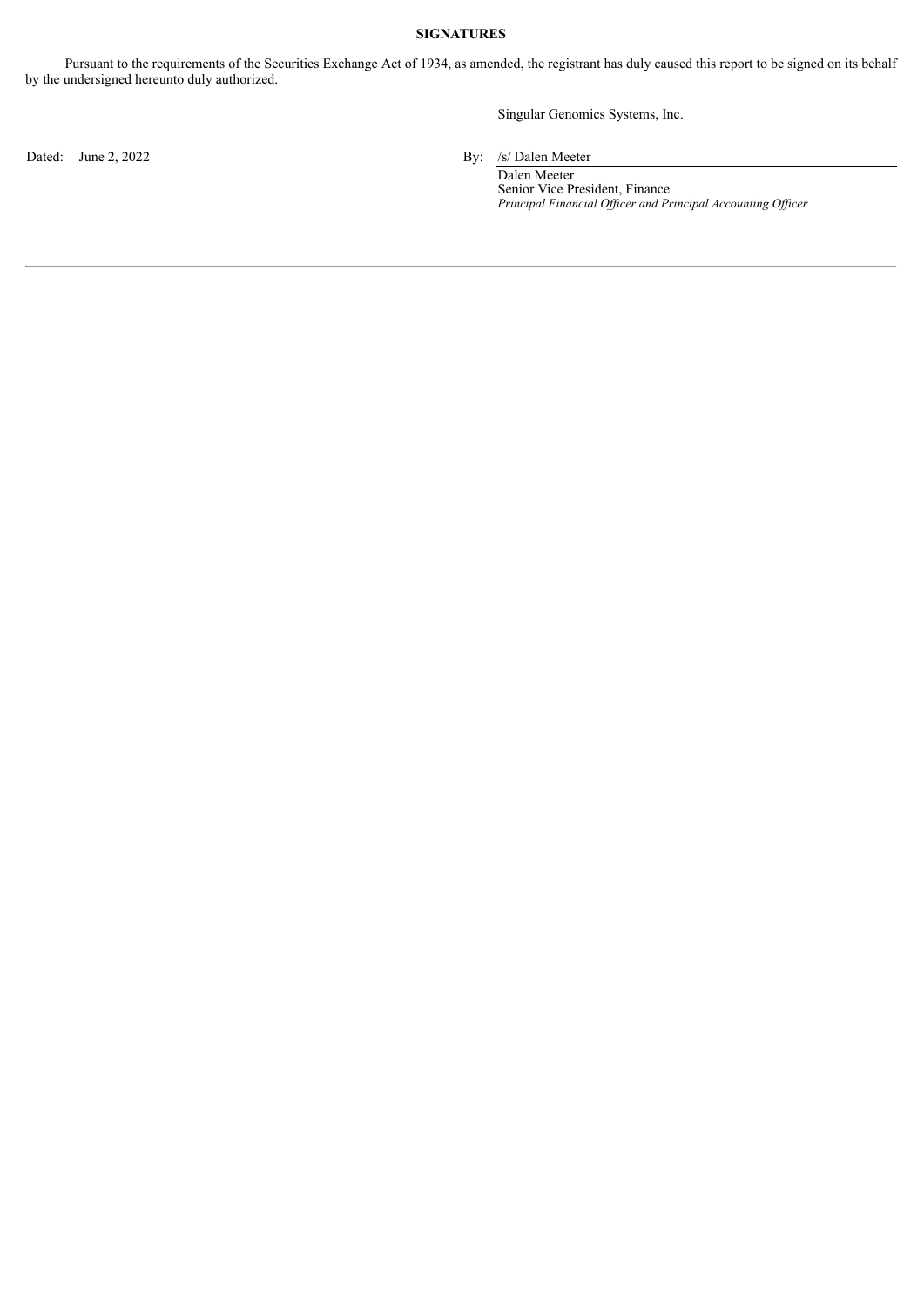**SIGNATURES**

Pursuant to the requirements of the Securities Exchange Act of 1934, as amended, the registrant has duly caused this report to be signed on its behalf by the undersigned hereunto duly authorized.

Singular Genomics Systems, Inc.

Dated: June 2, 2022

By: /s/ Dalen Meeter

Dalen Meeter
Senior Vice President, Finance
*Principal Financial Officer and Principal Accounting Officer*